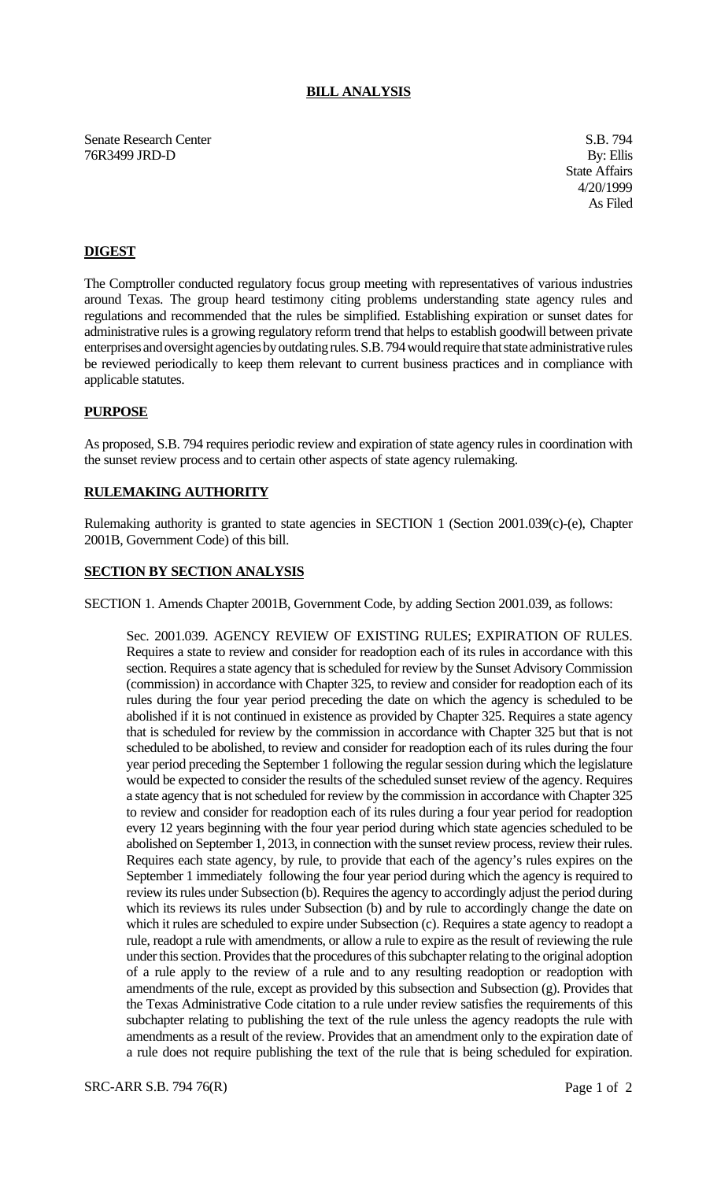# BILL ANALYSIS

Senate Research Center
76R3499 JRD-D

S.B. 794
By: Ellis
State Affairs
4/20/1999
As Filed

## DIGEST

The Comptroller conducted regulatory focus group meeting with representatives of various industries around Texas. The group heard testimony citing problems understanding state agency rules and regulations and recommended that the rules be simplified. Establishing expiration or sunset dates for administrative rules is a growing regulatory reform trend that helps to establish goodwill between private enterprises and oversight agencies by outdating rules. S.B. 794 would require that state administrative rules be reviewed periodically to keep them relevant to current business practices and in compliance with applicable statutes.

## PURPOSE

As proposed, S.B. 794 requires periodic review and expiration of state agency rules in coordination with the sunset review process and to certain other aspects of state agency rulemaking.

## RULEMAKING AUTHORITY

Rulemaking authority is granted to state agencies in SECTION 1 (Section 2001.039(c)-(e), Chapter 2001B, Government Code) of this bill.

## SECTION BY SECTION ANALYSIS

SECTION 1. Amends Chapter 2001B, Government Code, by adding Section 2001.039, as follows:

Sec. 2001.039. AGENCY REVIEW OF EXISTING RULES; EXPIRATION OF RULES. Requires a state to review and consider for readoption each of its rules in accordance with this section. Requires a state agency that is scheduled for review by the Sunset Advisory Commission (commission) in accordance with Chapter 325, to review and consider for readoption each of its rules during the four year period preceding the date on which the agency is scheduled to be abolished if it is not continued in existence as provided by Chapter 325. Requires a state agency that is scheduled for review by the commission in accordance with Chapter 325 but that is not scheduled to be abolished, to review and consider for readoption each of its rules during the four year period preceding the September 1 following the regular session during which the legislature would be expected to consider the results of the scheduled sunset review of the agency. Requires a state agency that is not scheduled for review by the commission in accordance with Chapter 325 to review and consider for readoption each of its rules during a four year period for readoption every 12 years beginning with the four year period during which state agencies scheduled to be abolished on September 1, 2013, in connection with the sunset review process, review their rules. Requires each state agency, by rule, to provide that each of the agency's rules expires on the September 1 immediately following the four year period during which the agency is required to review its rules under Subsection (b). Requires the agency to accordingly adjust the period during which its reviews its rules under Subsection (b) and by rule to accordingly change the date on which it rules are scheduled to expire under Subsection (c). Requires a state agency to readopt a rule, readopt a rule with amendments, or allow a rule to expire as the result of reviewing the rule under this section. Provides that the procedures of this subchapter relating to the original adoption of a rule apply to the review of a rule and to any resulting readoption or readoption with amendments of the rule, except as provided by this subsection and Subsection (g). Provides that the Texas Administrative Code citation to a rule under review satisfies the requirements of this subchapter relating to publishing the text of the rule unless the agency readopts the rule with amendments as a result of the review. Provides that an amendment only to the expiration date of a rule does not require publishing the text of the rule that is being scheduled for expiration.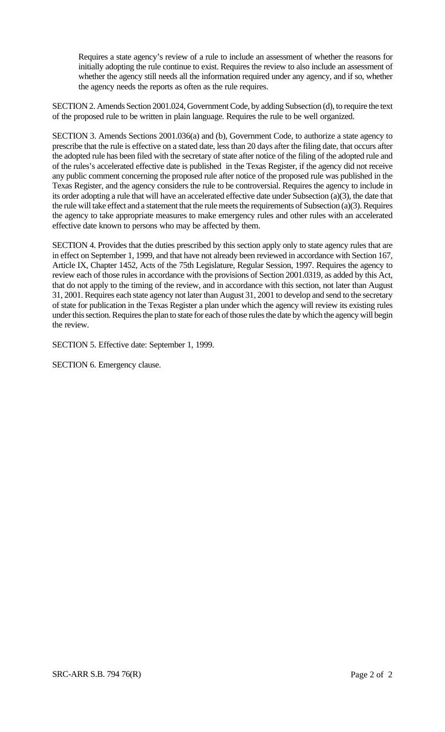Requires a state agency's review of a rule to include an assessment of whether the reasons for initially adopting the rule continue to exist. Requires the review to also include an assessment of whether the agency still needs all the information required under any agency, and if so, whether the agency needs the reports as often as the rule requires.

SECTION 2. Amends Section 2001.024, Government Code, by adding Subsection (d), to require the text of the proposed rule to be written in plain language. Requires the rule to be well organized.

SECTION 3. Amends Sections 2001.036(a) and (b), Government Code, to authorize a state agency to prescribe that the rule is effective on a stated date, less than 20 days after the filing date, that occurs after the adopted rule has been filed with the secretary of state after notice of the filing of the adopted rule and of the rules's accelerated effective date is published in the Texas Register, if the agency did not receive any public comment concerning the proposed rule after notice of the proposed rule was published in the Texas Register, and the agency considers the rule to be controversial. Requires the agency to include in its order adopting a rule that will have an accelerated effective date under Subsection (a)(3), the date that the rule will take effect and a statement that the rule meets the requirements of Subsection (a)(3). Requires the agency to take appropriate measures to make emergency rules and other rules with an accelerated effective date known to persons who may be affected by them.

SECTION 4. Provides that the duties prescribed by this section apply only to state agency rules that are in effect on September 1, 1999, and that have not already been reviewed in accordance with Section 167, Article IX, Chapter 1452, Acts of the 75th Legislature, Regular Session, 1997. Requires the agency to review each of those rules in accordance with the provisions of Section 2001.0319, as added by this Act, that do not apply to the timing of the review, and in accordance with this section, not later than August 31, 2001. Requires each state agency not later than August 31, 2001 to develop and send to the secretary of state for publication in the Texas Register a plan under which the agency will review its existing rules under this section. Requires the plan to state for each of those rules the date by which the agency will begin the review.

SECTION 5. Effective date: September 1, 1999.

SECTION 6. Emergency clause.